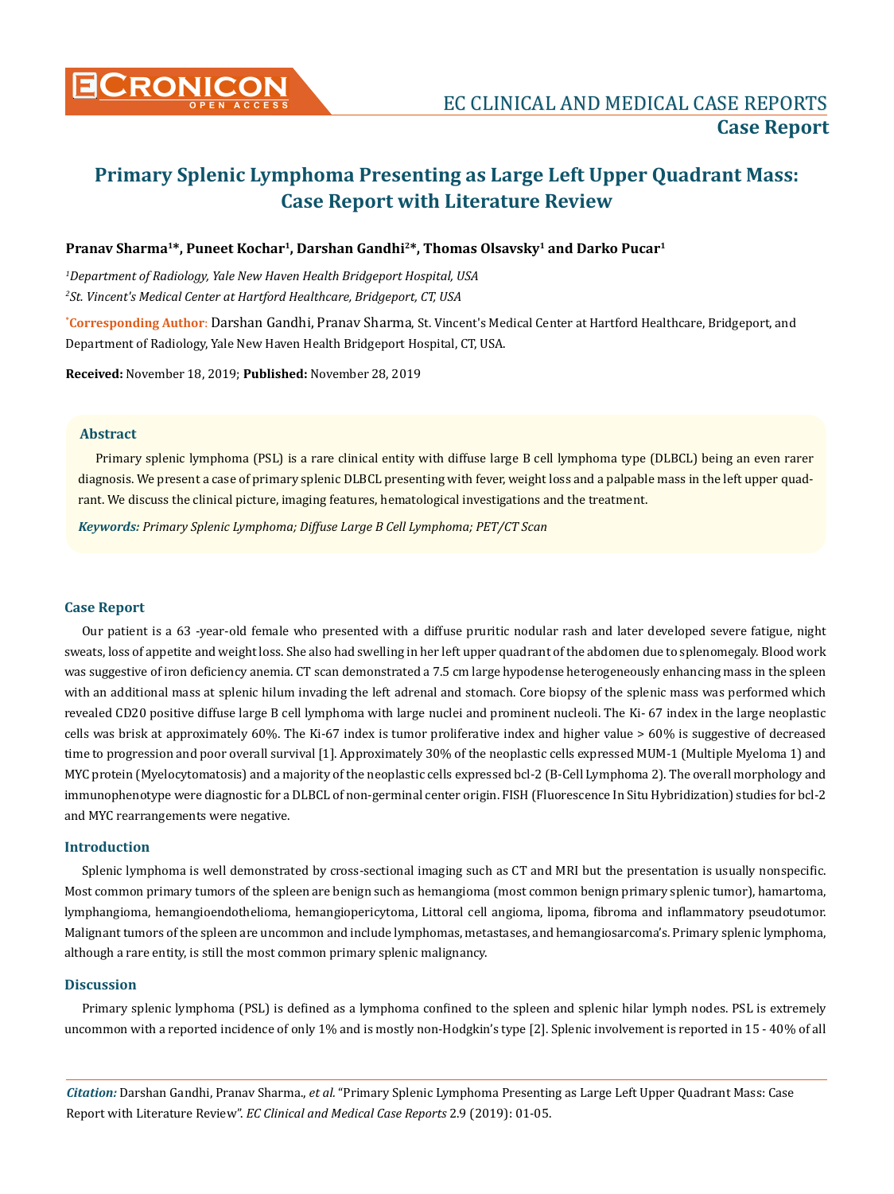# Primary Splenic Lymphoma Presenting as Large Left Upper Quadrant Mass: Case Report with Literature Review

**Pranav Sharma[1]*, Puneet Kochar[1], Darshan Gandhi[2]*, Thomas Olsavsky[1] and Darko Pucar[1]**

*[1]Department of Radiology, Yale New Haven Health Bridgeport Hospital, USA*

*[2]St. Vincent's Medical Center at Hartford Healthcare, Bridgeport, CT, USA*

**\*Corresponding Author**: Darshan Gandhi, Pranav Sharma, St. Vincent's Medical Center at Hartford Healthcare, Bridgeport, and Department of Radiology, Yale New Haven Health Bridgeport Hospital, CT, USA.

**Received:** November 18, 2019; **Published:** November 28, 2019

## Abstract

Primary splenic lymphoma (PSL) is a rare clinical entity with diffuse large B cell lymphoma type (DLBCL) being an even rarer diagnosis. We present a case of primary splenic DLBCL presenting with fever, weight loss and a palpable mass in the left upper quadrant. We discuss the clinical picture, imaging features, hematological investigations and the treatment.

***Keywords:*** *Primary Splenic Lymphoma; Diffuse Large B Cell Lymphoma; PET/CT Scan*

## Case Report

Our patient is a 63 -year-old female who presented with a diffuse pruritic nodular rash and later developed severe fatigue, night sweats, loss of appetite and weight loss. She also had swelling in her left upper quadrant of the abdomen due to splenomegaly. Blood work was suggestive of iron deficiency anemia. CT scan demonstrated a 7.5 cm large hypodense heterogeneously enhancing mass in the spleen with an additional mass at splenic hilum invading the left adrenal and stomach. Core biopsy of the splenic mass was performed which revealed CD20 positive diffuse large B cell lymphoma with large nuclei and prominent nucleoli. The Ki- 67 index in the large neoplastic cells was brisk at approximately 60%. The Ki-67 index is tumor proliferative index and higher value > 60% is suggestive of decreased time to progression and poor overall survival [1]. Approximately 30% of the neoplastic cells expressed MUM-1 (Multiple Myeloma 1) and MYC protein (Myelocytomatosis) and a majority of the neoplastic cells expressed bcl-2 (B-Cell Lymphoma 2). The overall morphology and immunophenotype were diagnostic for a DLBCL of non-germinal center origin. FISH (Fluorescence In Situ Hybridization) studies for bcl-2 and MYC rearrangements were negative.

## Introduction

Splenic lymphoma is well demonstrated by cross-sectional imaging such as CT and MRI but the presentation is usually nonspecific. Most common primary tumors of the spleen are benign such as hemangioma (most common benign primary splenic tumor), hamartoma, lymphangioma, hemangioendothelioma, hemangiopericytoma, Littoral cell angioma, lipoma, fibroma and inflammatory pseudotumor. Malignant tumors of the spleen are uncommon and include lymphomas, metastases, and hemangiosarcoma's. Primary splenic lymphoma, although a rare entity, is still the most common primary splenic malignancy.

## Discussion

Primary splenic lymphoma (PSL) is defined as a lymphoma confined to the spleen and splenic hilar lymph nodes. PSL is extremely uncommon with a reported incidence of only 1% and is mostly non-Hodgkin's type [2]. Splenic involvement is reported in 15 - 40% of all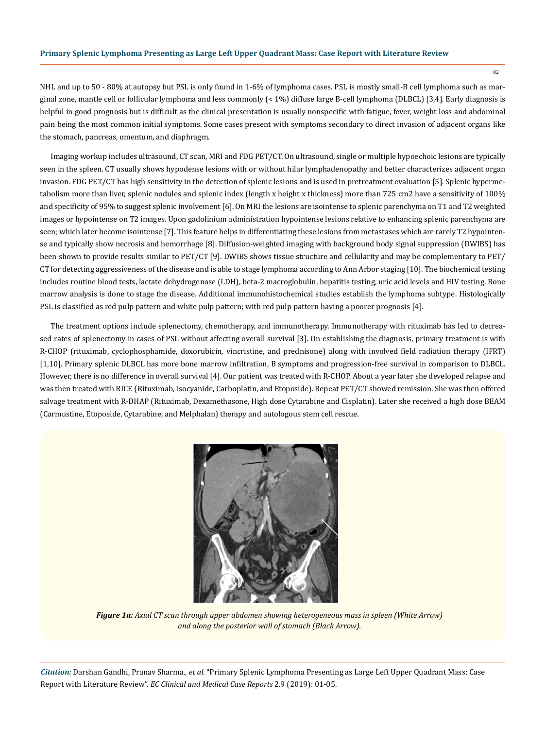NHL and up to 50 - 80% at autopsy but PSL is only found in 1-6% of lymphoma cases. PSL is mostly small-B cell lymphoma such as marginal zone, mantle cell or follicular lymphoma and less commonly (< 1%) diffuse large B-cell lymphoma (DLBCL) [3,4]. Early diagnosis is helpful in good prognosis but is difficult as the clinical presentation is usually nonspecific with fatigue, fever, weight loss and abdominal pain being the most common initial symptoms. Some cases present with symptoms secondary to direct invasion of adjacent organs like the stomach, pancreas, omentum, and diaphragm.

Imaging workup includes ultrasound, CT scan, MRI and FDG PET/CT. On ultrasound, single or multiple hypoechoic lesions are typically seen in the spleen. CT usually shows hypodense lesions with or without hilar lymphadenopathy and better characterizes adjacent organ invasion. FDG PET/CT has high sensitivity in the detection of splenic lesions and is used in pretreatment evaluation [5]. Splenic hypermetabolism more than liver, splenic nodules and splenic index (length x height x thickness) more than 725 cm2 have a sensitivity of 100% and specificity of 95% to suggest splenic involvement [6]. On MRI the lesions are isointense to splenic parenchyma on T1 and T2 weighted images or hypointense on T2 images. Upon gadolinium administration hypointense lesions relative to enhancing splenic parenchyma are seen; which later become isointense [7]. This feature helps in differentiating these lesions from metastases which are rarely T2 hypointense and typically show necrosis and hemorrhage [8]. Diffusion-weighted imaging with background body signal suppression (DWIBS) has been shown to provide results similar to PET/CT [9]. DWIBS shows tissue structure and cellularity and may be complementary to PET/CT for detecting aggressiveness of the disease and is able to stage lymphoma according to Ann Arbor staging [10]. The biochemical testing includes routine blood tests, lactate dehydrogenase (LDH), beta-2 macroglobulin, hepatitis testing, uric acid levels and HIV testing. Bone marrow analysis is done to stage the disease. Additional immunohistochemical studies establish the lymphoma subtype. Histologically PSL is classified as red pulp pattern and white pulp pattern; with red pulp pattern having a poorer prognosis [4].

The treatment options include splenectomy, chemotherapy, and immunotherapy. Immunotherapy with rituximab has led to decreased rates of splenectomy in cases of PSL without affecting overall survival [3]. On establishing the diagnosis, primary treatment is with R-CHOP (rituximab, cyclophosphamide, doxorubicin, vincristine, and prednisone) along with involved field radiation therapy (IFRT) [1,10]. Primary splenic DLBCL has more bone marrow infiltration, B symptoms and progression-free survival in comparison to DLBCL. However, there is no difference in overall survival [4]. Our patient was treated with R-CHOP. About a year later she developed relapse and was then treated with RICE (Rituximab, Isocyanide, Carboplatin, and Etoposide). Repeat PET/CT showed remission. She was then offered salvage treatment with R-DHAP (Rituximab, Dexamethasone, High dose Cytarabine and Cisplatin). Later she received a high dose BEAM (Carmustine, Etoposide, Cytarabine, and Melphalan) therapy and autologous stem cell rescue.

***Figure 1a:*** *Axial CT scan through upper abdomen showing heterogeneous mass in spleen (White Arrow) and along the posterior wall of stomach (Black Arrow).*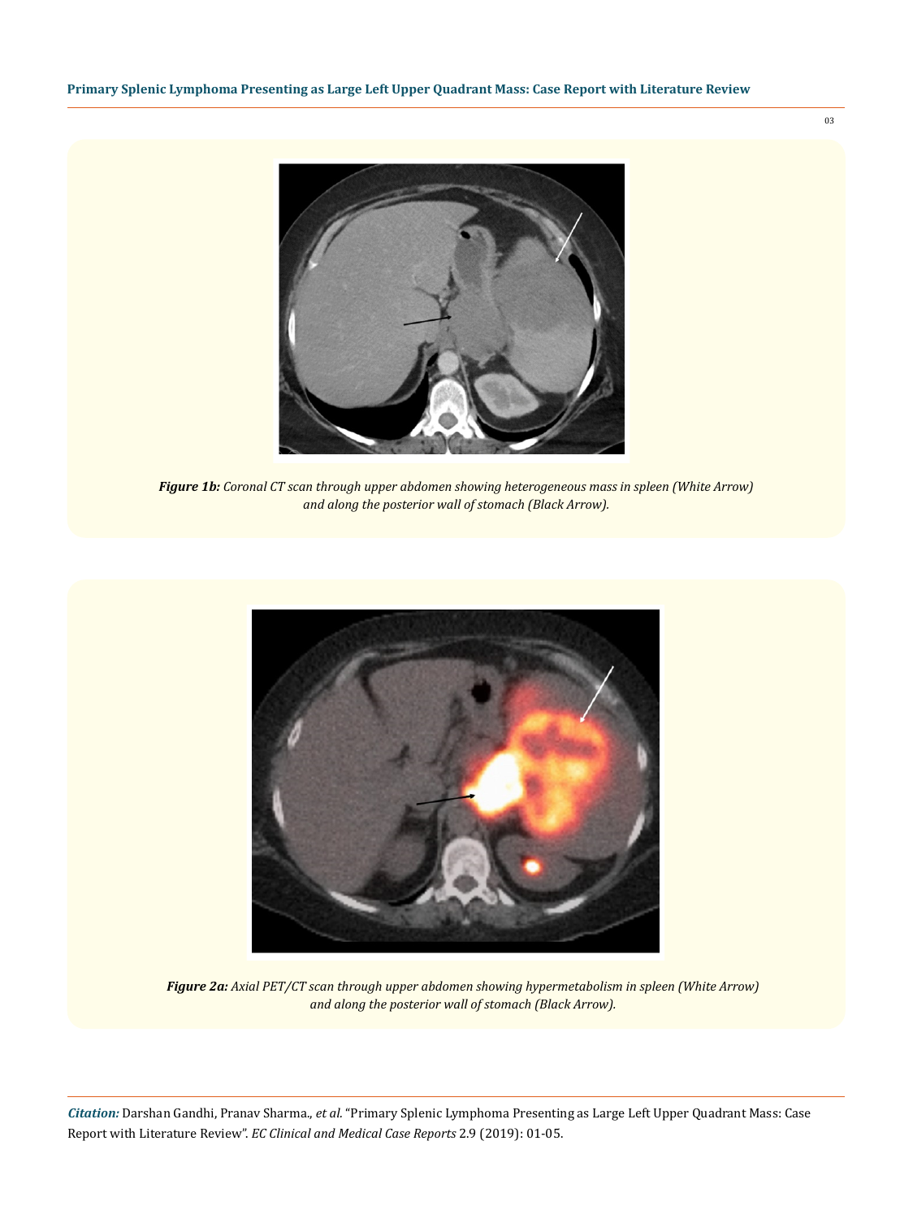*Figure 1b: Coronal CT scan through upper abdomen showing heterogeneous mass in spleen (White Arrow) and along the posterior wall of stomach (Black Arrow).*

*Figure 2a: Axial PET/CT scan through upper abdomen showing hypermetabolism in spleen (White Arrow) and along the posterior wall of stomach (Black Arrow).*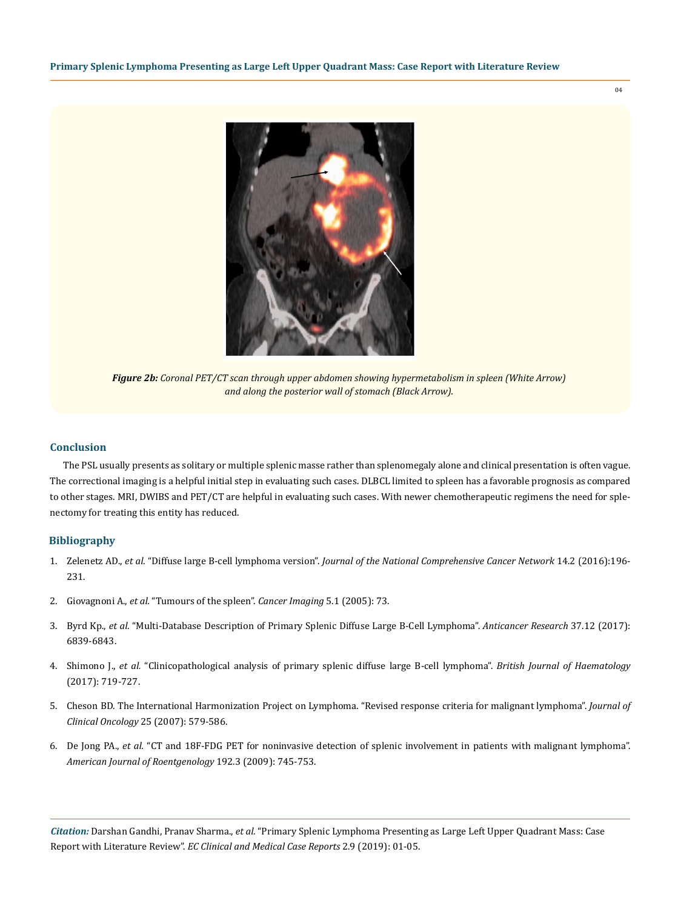*Figure 2b: Coronal PET/CT scan through upper abdomen showing hypermetabolism in spleen (White Arrow) and along the posterior wall of stomach (Black Arrow).*

## Conclusion

The PSL usually presents as solitary or multiple splenic masse rather than splenomegaly alone and clinical presentation is often vague. The correctional imaging is a helpful initial step in evaluating such cases. DLBCL limited to spleen has a favorable prognosis as compared to other stages. MRI, DWIBS and PET/CT are helpful in evaluating such cases. With newer chemotherapeutic regimens the need for splenectomy for treating this entity has reduced.

## Bibliography

1. Zelenetz AD., *et al.* "Diffuse large B-cell lymphoma version". *Journal of the National Comprehensive Cancer Network* 14.2 (2016):196-231.
2. Giovagnoni A., *et al.* "Tumours of the spleen". *Cancer Imaging* 5.1 (2005): 73.
3. Byrd Kp., *et al.* "Multi-Database Description of Primary Splenic Diffuse Large B-Cell Lymphoma". *Anticancer Research* 37.12 (2017): 6839-6843.
4. Shimono J., *et al.* "Clinicopathological analysis of primary splenic diffuse large B-cell lymphoma". *British Journal of Haematology* (2017): 719-727.
5. Cheson BD. The International Harmonization Project on Lymphoma. "Revised response criteria for malignant lymphoma". *Journal of Clinical Oncology* 25 (2007): 579-586.
6. De Jong PA., *et al.* "CT and 18F-FDG PET for noninvasive detection of splenic involvement in patients with malignant lymphoma". *American Journal of Roentgenology* 192.3 (2009): 745-753.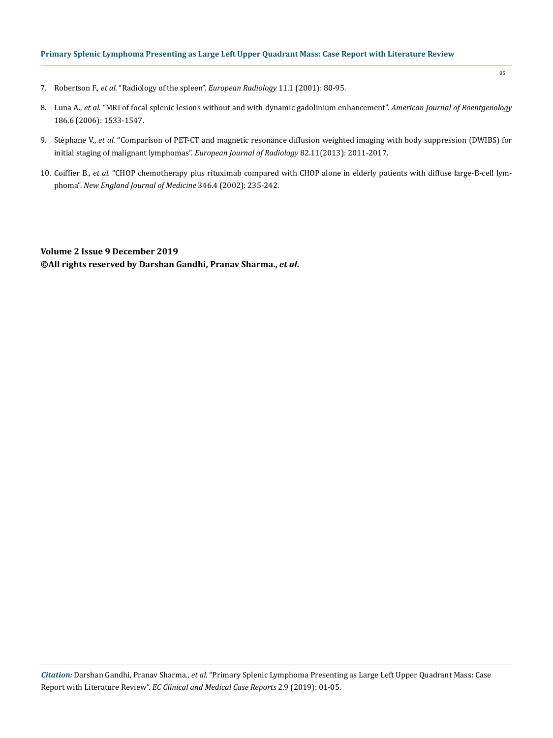7. Robertson F., *et al.* "Radiology of the spleen". *European Radiology* 11.1 (2001): 80-95.

8. Luna A., *et al.* "MRI of focal splenic lesions without and with dynamic gadolinium enhancement". *American Journal of Roentgenology* 186.6 (2006): 1533-1547.

9. Stéphane V., *et al.* "Comparison of PET-CT and magnetic resonance diffusion weighted imaging with body suppression (DWIBS) for initial staging of malignant lymphomas". *European Journal of Radiology* 82.11(2013): 2011-2017.

10. Coiffier B., *et al.* "CHOP chemotherapy plus rituximab compared with CHOP alone in elderly patients with diffuse large-B-cell lymphoma". *New England Journal of Medicine* 346.4 (2002): 235-242.

**Volume 2 Issue 9 December 2019**
**©All rights reserved by Darshan Gandhi, Pranav Sharma., *et al*.**